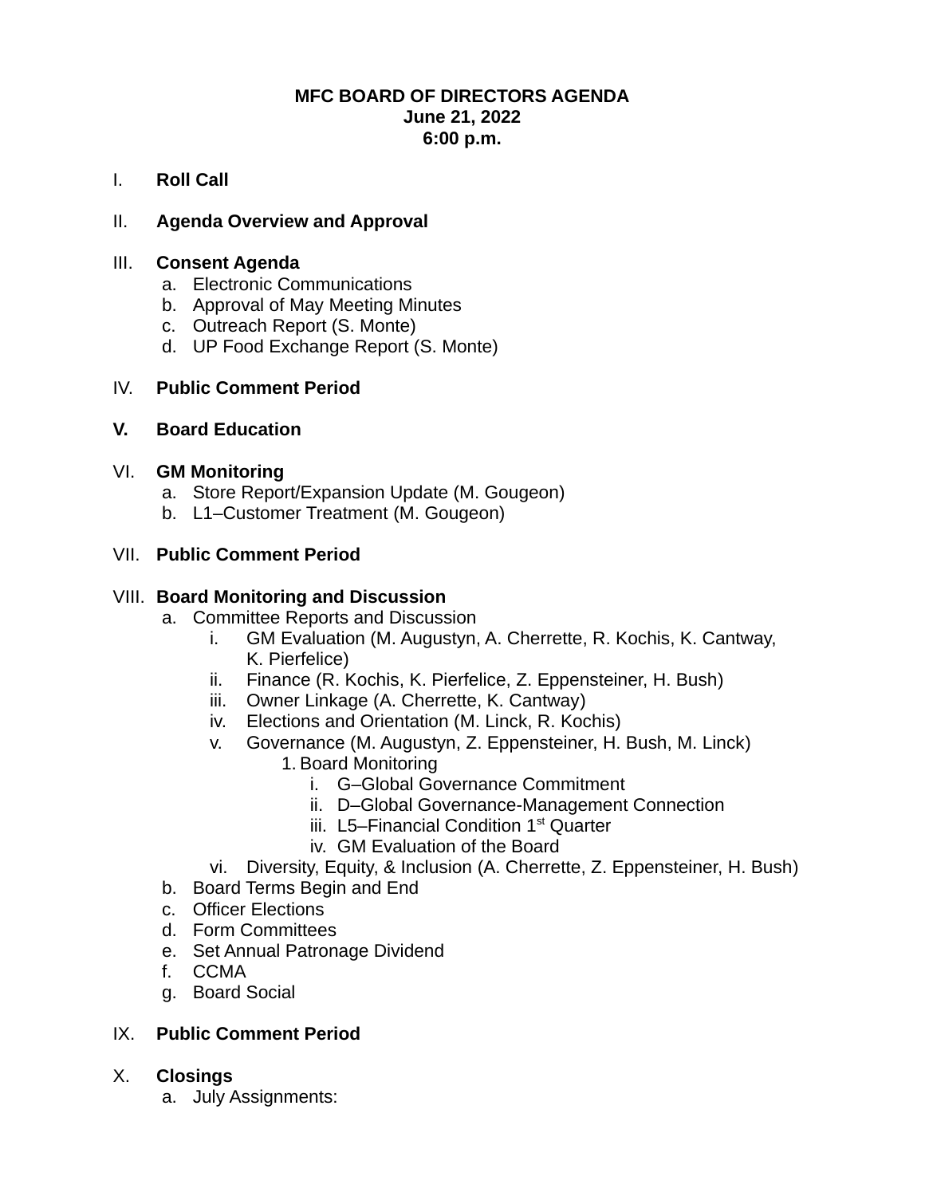**MFC BOARD OF DIRECTORS AGENDA**
**June 21, 2022**
**6:00 p.m.**

I. **Roll Call**

II. **Agenda Overview and Approval**

III. **Consent Agenda**
   a. Electronic Communications
   b. Approval of May Meeting Minutes
   c. Outreach Report (S. Monte)
   d. UP Food Exchange Report (S. Monte)

IV. **Public Comment Period**

**V. Board Education**

VI. **GM Monitoring**
   a. Store Report/Expansion Update (M. Gougeon)
   b. L1–Customer Treatment (M. Gougeon)

VII. **Public Comment Period**

VIII. **Board Monitoring and Discussion**
   a. Committee Reports and Discussion
      i. GM Evaluation (M. Augustyn, A. Cherrette, R. Kochis, K. Cantway, K. Pierfelice)
      ii. Finance (R. Kochis, K. Pierfelice, Z. Eppensteiner, H. Bush)
      iii. Owner Linkage (A. Cherrette, K. Cantway)
      iv. Elections and Orientation (M. Linck, R. Kochis)
      v. Governance (M. Augustyn, Z. Eppensteiner, H. Bush, M. Linck)
         1. Board Monitoring
            i. G–Global Governance Commitment
            ii. D–Global Governance-Management Connection
            iii. L5–Financial Condition 1st Quarter
            iv. GM Evaluation of the Board
      vi. Diversity, Equity, & Inclusion (A. Cherrette, Z. Eppensteiner, H. Bush)
   b. Board Terms Begin and End
   c. Officer Elections
   d. Form Committees
   e. Set Annual Patronage Dividend
   f. CCMA
   g. Board Social

IX. **Public Comment Period**

X. **Closings**
   a. July Assignments: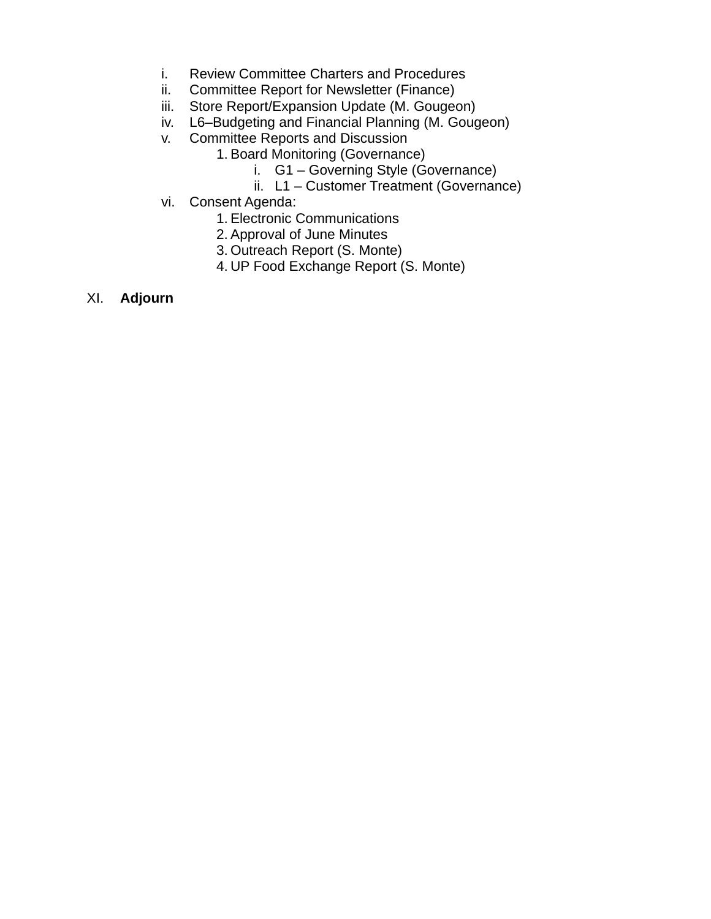- i. Review Committee Charters and Procedures
- ii. Committee Report for Newsletter (Finance)
- iii. Store Report/Expansion Update (M. Gougeon)
- iv. L6–Budgeting and Financial Planning (M. Gougeon)
- v. Committee Reports and Discussion
    1. Board Monitoring (Governance)
        - i. G1 – Governing Style (Governance)
        - ii. L1 – Customer Treatment (Governance)
- vi. Consent Agenda:
    1. Electronic Communications
    2. Approval of June Minutes
    3. Outreach Report (S. Monte)
    4. UP Food Exchange Report (S. Monte)

XI. **Adjourn**